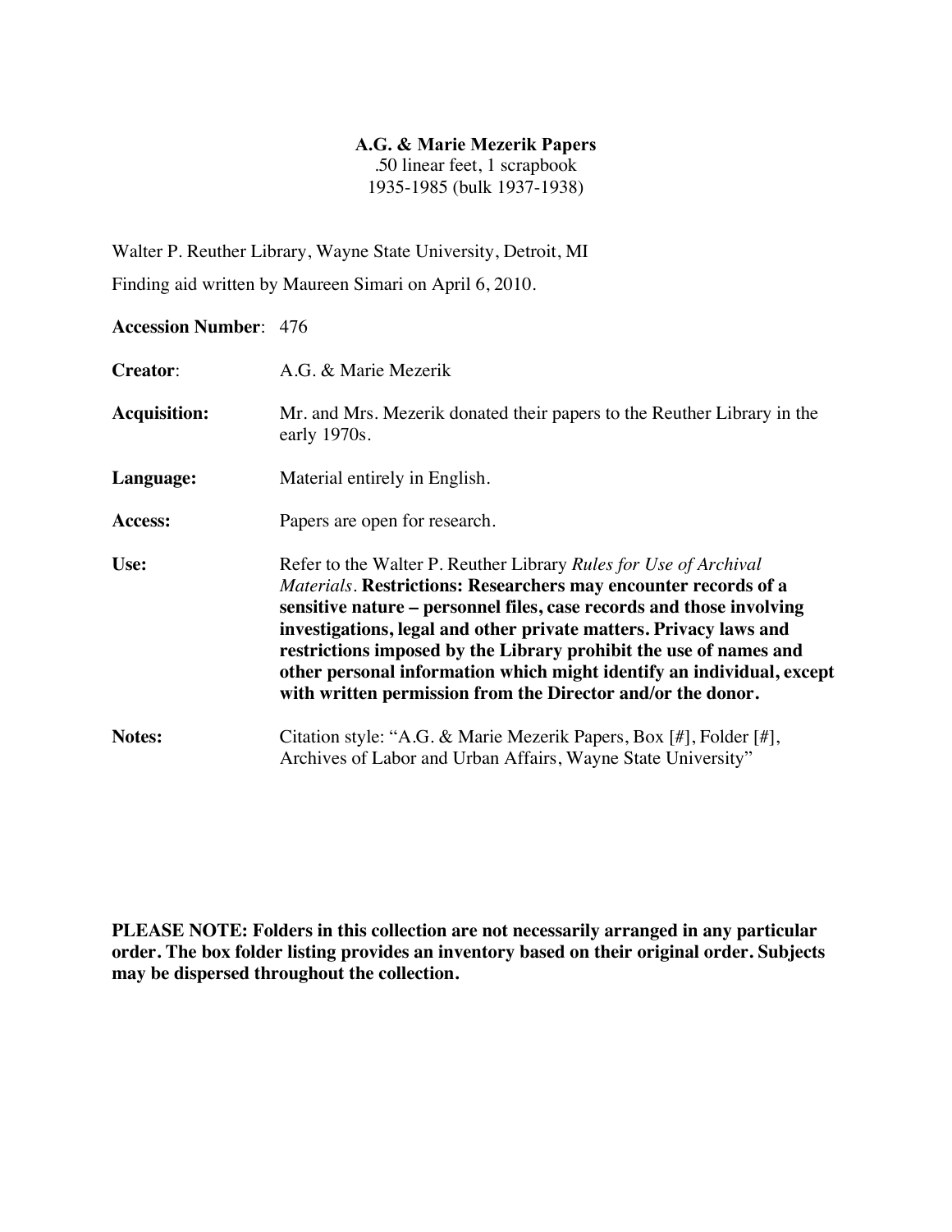# A.G. & Marie Mezerik Papers

.50 linear feet, 1 scrapbook
1935-1985 (bulk 1937-1938)

Walter P. Reuther Library, Wayne State University, Detroit, MI

Finding aid written by Maureen Simari on April 6, 2010.

**Accession Number**: 476

**Creator**: A.G. & Marie Mezerik

**Acquisition:** Mr. and Mrs. Mezerik donated their papers to the Reuther Library in the early 1970s.

**Language:** Material entirely in English.

**Access:** Papers are open for research.

**Use:** Refer to the Walter P. Reuther Library *Rules for Use of Archival Materials*. **Restrictions: Researchers may encounter records of a sensitive nature – personnel files, case records and those involving investigations, legal and other private matters. Privacy laws and restrictions imposed by the Library prohibit the use of names and other personal information which might identify an individual, except with written permission from the Director and/or the donor.**

**Notes:** Citation style: "A.G. & Marie Mezerik Papers, Box [#], Folder [#], Archives of Labor and Urban Affairs, Wayne State University"

**PLEASE NOTE: Folders in this collection are not necessarily arranged in any particular order. The box folder listing provides an inventory based on their original order. Subjects may be dispersed throughout the collection.**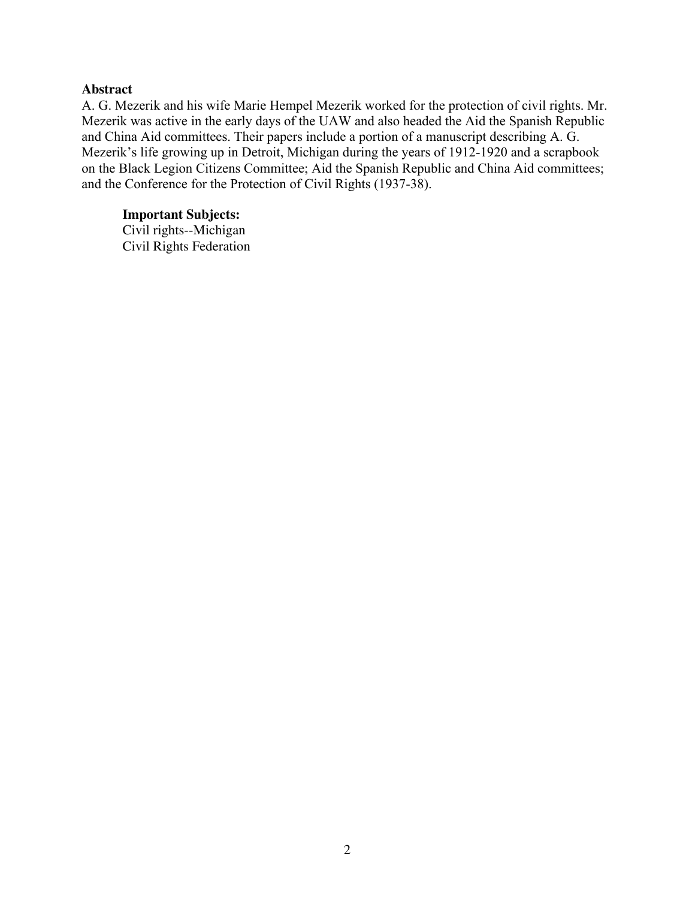## Abstract

A. G. Mezerik and his wife Marie Hempel Mezerik worked for the protection of civil rights. Mr. Mezerik was active in the early days of the UAW and also headed the Aid the Spanish Republic and China Aid committees. Their papers include a portion of a manuscript describing A. G. Mezerik's life growing up in Detroit, Michigan during the years of 1912-1920 and a scrapbook on the Black Legion Citizens Committee; Aid the Spanish Republic and China Aid committees; and the Conference for the Protection of Civil Rights (1937-38).

**Important Subjects:**

Civil rights--Michigan
Civil Rights Federation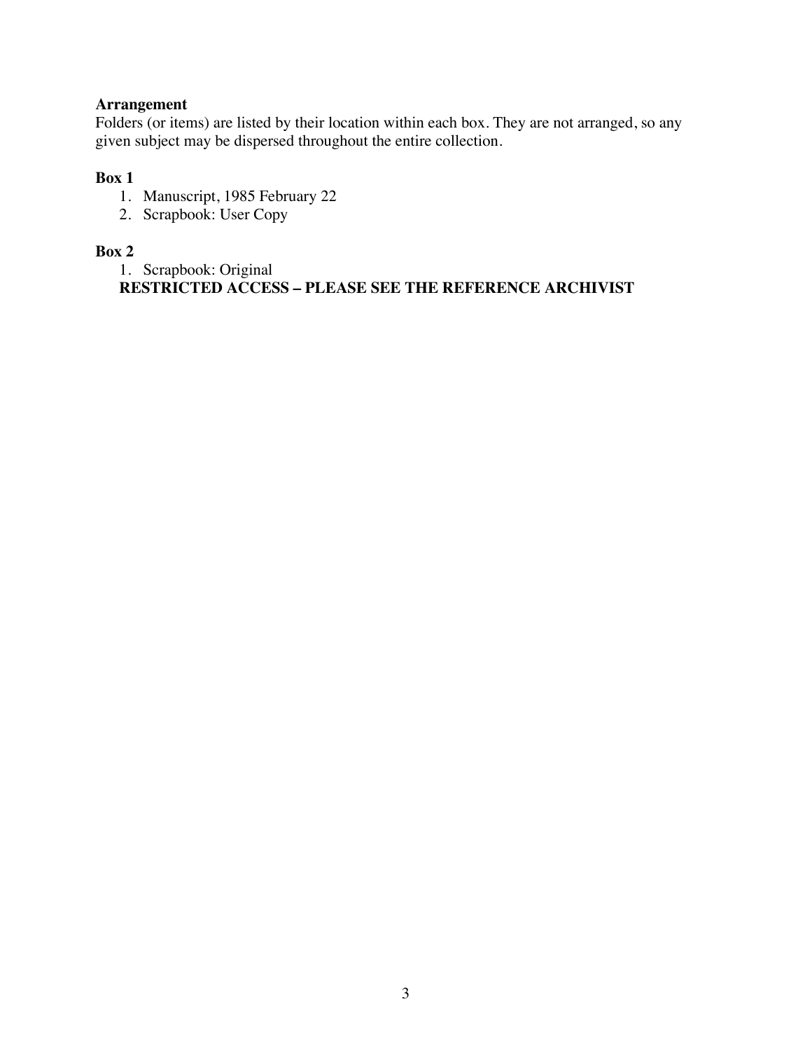**Arrangement**

Folders (or items) are listed by their location within each box. They are not arranged, so any given subject may be dispersed throughout the entire collection.

**Box 1**

1. Manuscript, 1985 February 22
2. Scrapbook: User Copy

**Box 2**

1. Scrapbook: Original

**RESTRICTED ACCESS – PLEASE SEE THE REFERENCE ARCHIVIST**